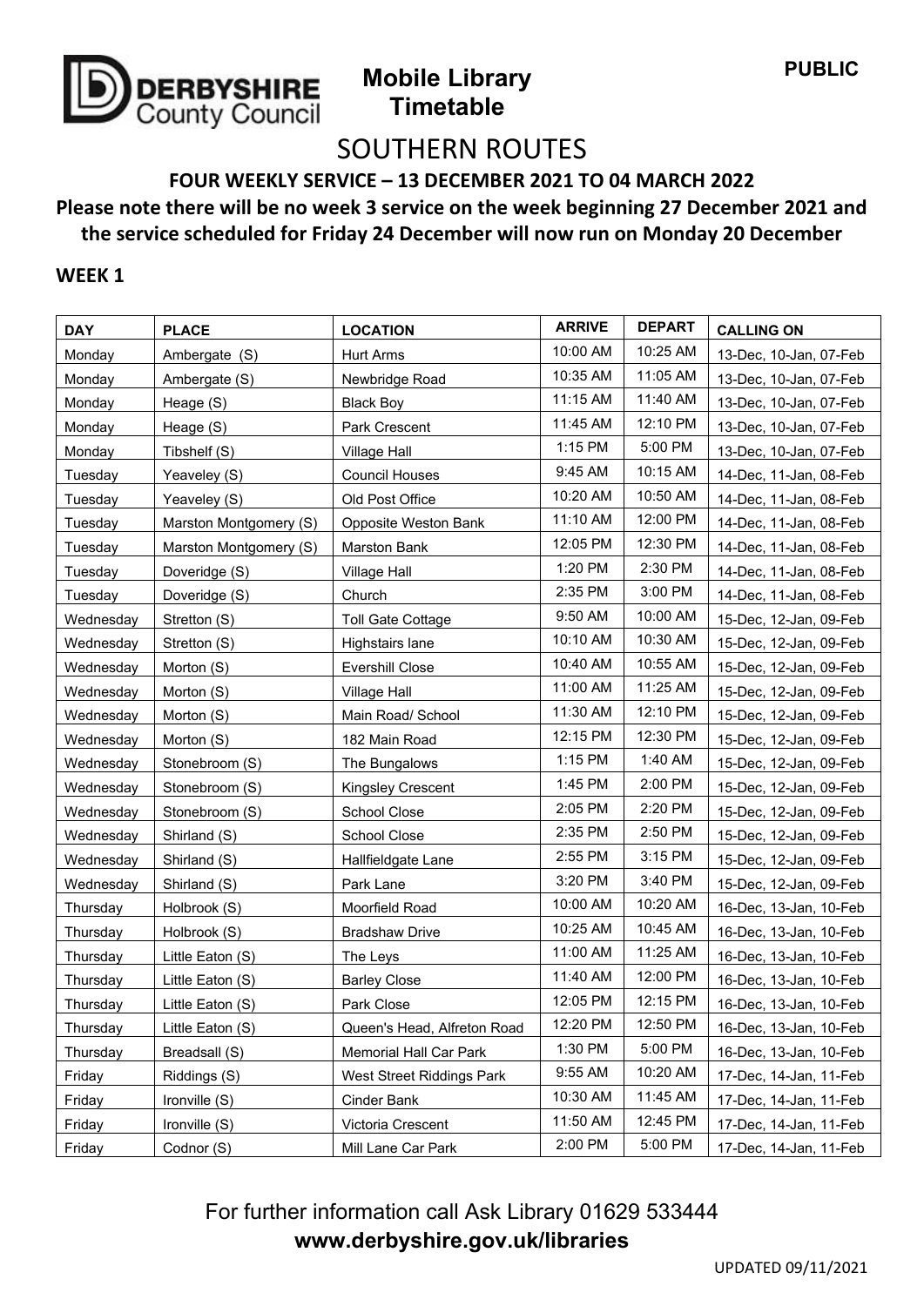PUBLIC

**DERBYSHIRE County Council**

# Mobile Library Timetable

## SOUTHERN ROUTES

**FOUR WEEKLY SERVICE – 13 DECEMBER 2021 TO 04 MARCH 2022**

**Please note there will be no week 3 service on the week beginning 27 December 2021 and the service scheduled for Friday 24 December will now run on Monday 20 December**

### WEEK 1

| DAY | PLACE | LOCATION | ARRIVE | DEPART | CALLING ON |
|---|---|---|---|---|---|
| Monday | Ambergate (S) | Hurt Arms | 10:00 AM | 10:25 AM | 13-Dec, 10-Jan, 07-Feb |
| Monday | Ambergate (S) | Newbridge Road | 10:35 AM | 11:05 AM | 13-Dec, 10-Jan, 07-Feb |
| Monday | Heage (S) | Black Boy | 11:15 AM | 11:40 AM | 13-Dec, 10-Jan, 07-Feb |
| Monday | Heage (S) | Park Crescent | 11:45 AM | 12:10 PM | 13-Dec, 10-Jan, 07-Feb |
| Monday | Tibshelf (S) | Village Hall | 1:15 PM | 5:00 PM | 13-Dec, 10-Jan, 07-Feb |
| Tuesday | Yeaveley (S) | Council Houses | 9:45 AM | 10:15 AM | 14-Dec, 11-Jan, 08-Feb |
| Tuesday | Yeaveley (S) | Old Post Office | 10:20 AM | 10:50 AM | 14-Dec, 11-Jan, 08-Feb |
| Tuesday | Marston Montgomery (S) | Opposite Weston Bank | 11:10 AM | 12:00 PM | 14-Dec, 11-Jan, 08-Feb |
| Tuesday | Marston Montgomery (S) | Marston Bank | 12:05 PM | 12:30 PM | 14-Dec, 11-Jan, 08-Feb |
| Tuesday | Doveridge (S) | Village Hall | 1:20 PM | 2:30 PM | 14-Dec, 11-Jan, 08-Feb |
| Tuesday | Doveridge (S) | Church | 2:35 PM | 3:00 PM | 14-Dec, 11-Jan, 08-Feb |
| Wednesday | Stretton (S) | Toll Gate Cottage | 9:50 AM | 10:00 AM | 15-Dec, 12-Jan, 09-Feb |
| Wednesday | Stretton (S) | Highstairs lane | 10:10 AM | 10:30 AM | 15-Dec, 12-Jan, 09-Feb |
| Wednesday | Morton (S) | Evershill Close | 10:40 AM | 10:55 AM | 15-Dec, 12-Jan, 09-Feb |
| Wednesday | Morton (S) | Village Hall | 11:00 AM | 11:25 AM | 15-Dec, 12-Jan, 09-Feb |
| Wednesday | Morton (S) | Main Road/ School | 11:30 AM | 12:10 PM | 15-Dec, 12-Jan, 09-Feb |
| Wednesday | Morton (S) | 182 Main Road | 12:15 PM | 12:30 PM | 15-Dec, 12-Jan, 09-Feb |
| Wednesday | Stonebroom (S) | The Bungalows | 1:15 PM | 1:40 AM | 15-Dec, 12-Jan, 09-Feb |
| Wednesday | Stonebroom (S) | Kingsley Crescent | 1:45 PM | 2:00 PM | 15-Dec, 12-Jan, 09-Feb |
| Wednesday | Stonebroom (S) | School Close | 2:05 PM | 2:20 PM | 15-Dec, 12-Jan, 09-Feb |
| Wednesday | Shirland (S) | School Close | 2:35 PM | 2:50 PM | 15-Dec, 12-Jan, 09-Feb |
| Wednesday | Shirland (S) | Hallfieldgate Lane | 2:55 PM | 3:15 PM | 15-Dec, 12-Jan, 09-Feb |
| Wednesday | Shirland (S) | Park Lane | 3:20 PM | 3:40 PM | 15-Dec, 12-Jan, 09-Feb |
| Thursday | Holbrook (S) | Moorfield Road | 10:00 AM | 10:20 AM | 16-Dec, 13-Jan, 10-Feb |
| Thursday | Holbrook (S) | Bradshaw Drive | 10:25 AM | 10:45 AM | 16-Dec, 13-Jan, 10-Feb |
| Thursday | Little Eaton (S) | The Leys | 11:00 AM | 11:25 AM | 16-Dec, 13-Jan, 10-Feb |
| Thursday | Little Eaton (S) | Barley Close | 11:40 AM | 12:00 PM | 16-Dec, 13-Jan, 10-Feb |
| Thursday | Little Eaton (S) | Park Close | 12:05 PM | 12:15 PM | 16-Dec, 13-Jan, 10-Feb |
| Thursday | Little Eaton (S) | Queen's Head, Alfreton Road | 12:20 PM | 12:50 PM | 16-Dec, 13-Jan, 10-Feb |
| Thursday | Breadsall (S) | Memorial Hall Car Park | 1:30 PM | 5:00 PM | 16-Dec, 13-Jan, 10-Feb |
| Friday | Riddings (S) | West Street Riddings Park | 9:55 AM | 10:20 AM | 17-Dec, 14-Jan, 11-Feb |
| Friday | Ironville (S) | Cinder Bank | 10:30 AM | 11:45 AM | 17-Dec, 14-Jan, 11-Feb |
| Friday | Ironville (S) | Victoria Crescent | 11:50 AM | 12:45 PM | 17-Dec, 14-Jan, 11-Feb |
| Friday | Codnor (S) | Mill Lane Car Park | 2:00 PM | 5:00 PM | 17-Dec, 14-Jan, 11-Feb |

For further information call Ask Library 01629 533444

**www.derbyshire.gov.uk/libraries**

UPDATED 09/11/2021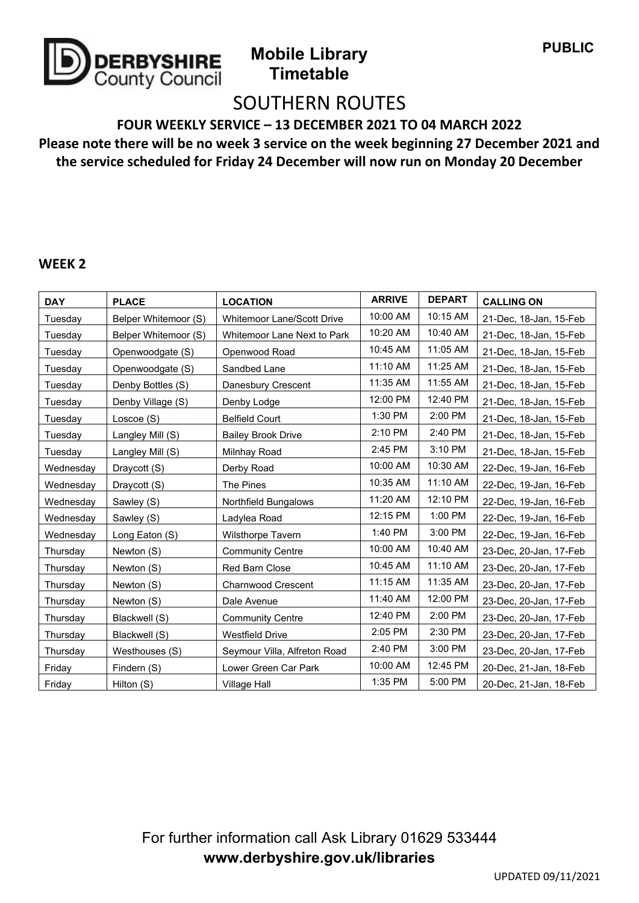PUBLIC

**DERBYSHIRE County Council**

**Mobile Library Timetable**

# SOUTHERN ROUTES

**FOUR WEEKLY SERVICE – 13 DECEMBER 2021 TO 04 MARCH 2022**

**Please note there will be no week 3 service on the week beginning 27 December 2021 and the service scheduled for Friday 24 December will now run on Monday 20 December**

## WEEK 2

| DAY | PLACE | LOCATION | ARRIVE | DEPART | CALLING ON |
|---|---|---|---|---|---|
| Tuesday | Belper Whitemoor (S) | Whitemoor Lane/Scott Drive | 10:00 AM | 10:15 AM | 21-Dec, 18-Jan, 15-Feb |
| Tuesday | Belper Whitemoor (S) | Whitemoor Lane Next to Park | 10:20 AM | 10:40 AM | 21-Dec, 18-Jan, 15-Feb |
| Tuesday | Openwoodgate (S) | Openwood Road | 10:45 AM | 11:05 AM | 21-Dec, 18-Jan, 15-Feb |
| Tuesday | Openwoodgate (S) | Sandbed Lane | 11:10 AM | 11:25 AM | 21-Dec, 18-Jan, 15-Feb |
| Tuesday | Denby Bottles (S) | Danesbury Crescent | 11:35 AM | 11:55 AM | 21-Dec, 18-Jan, 15-Feb |
| Tuesday | Denby Village (S) | Denby Lodge | 12:00 PM | 12:40 PM | 21-Dec, 18-Jan, 15-Feb |
| Tuesday | Loscoe (S) | Belfield Court | 1:30 PM | 2:00 PM | 21-Dec, 18-Jan, 15-Feb |
| Tuesday | Langley Mill (S) | Bailey Brook Drive | 2:10 PM | 2:40 PM | 21-Dec, 18-Jan, 15-Feb |
| Tuesday | Langley Mill (S) | Milnhay Road | 2:45 PM | 3:10 PM | 21-Dec, 18-Jan, 15-Feb |
| Wednesday | Draycott (S) | Derby Road | 10:00 AM | 10:30 AM | 22-Dec, 19-Jan, 16-Feb |
| Wednesday | Draycott (S) | The Pines | 10:35 AM | 11:10 AM | 22-Dec, 19-Jan, 16-Feb |
| Wednesday | Sawley (S) | Northfield Bungalows | 11:20 AM | 12:10 PM | 22-Dec, 19-Jan, 16-Feb |
| Wednesday | Sawley (S) | Ladylea Road | 12:15 PM | 1:00 PM | 22-Dec, 19-Jan, 16-Feb |
| Wednesday | Long Eaton (S) | Wilsthorpe Tavern | 1:40 PM | 3:00 PM | 22-Dec, 19-Jan, 16-Feb |
| Thursday | Newton (S) | Community Centre | 10:00 AM | 10:40 AM | 23-Dec, 20-Jan, 17-Feb |
| Thursday | Newton (S) | Red Barn Close | 10:45 AM | 11:10 AM | 23-Dec, 20-Jan, 17-Feb |
| Thursday | Newton (S) | Charnwood Crescent | 11:15 AM | 11:35 AM | 23-Dec, 20-Jan, 17-Feb |
| Thursday | Newton (S) | Dale Avenue | 11:40 AM | 12:00 PM | 23-Dec, 20-Jan, 17-Feb |
| Thursday | Blackwell (S) | Community Centre | 12:40 PM | 2:00 PM | 23-Dec, 20-Jan, 17-Feb |
| Thursday | Blackwell (S) | Westfield Drive | 2:05 PM | 2:30 PM | 23-Dec, 20-Jan, 17-Feb |
| Thursday | Westhouses (S) | Seymour Villa, Alfreton Road | 2:40 PM | 3:00 PM | 23-Dec, 20-Jan, 17-Feb |
| Friday | Findern (S) | Lower Green Car Park | 10:00 AM | 12:45 PM | 20-Dec, 21-Jan, 18-Feb |
| Friday | Hilton (S) | Village Hall | 1:35 PM | 5:00 PM | 20-Dec, 21-Jan, 18-Feb |

For further information call Ask Library 01629 533444

**www.derbyshire.gov.uk/libraries**

UPDATED 09/11/2021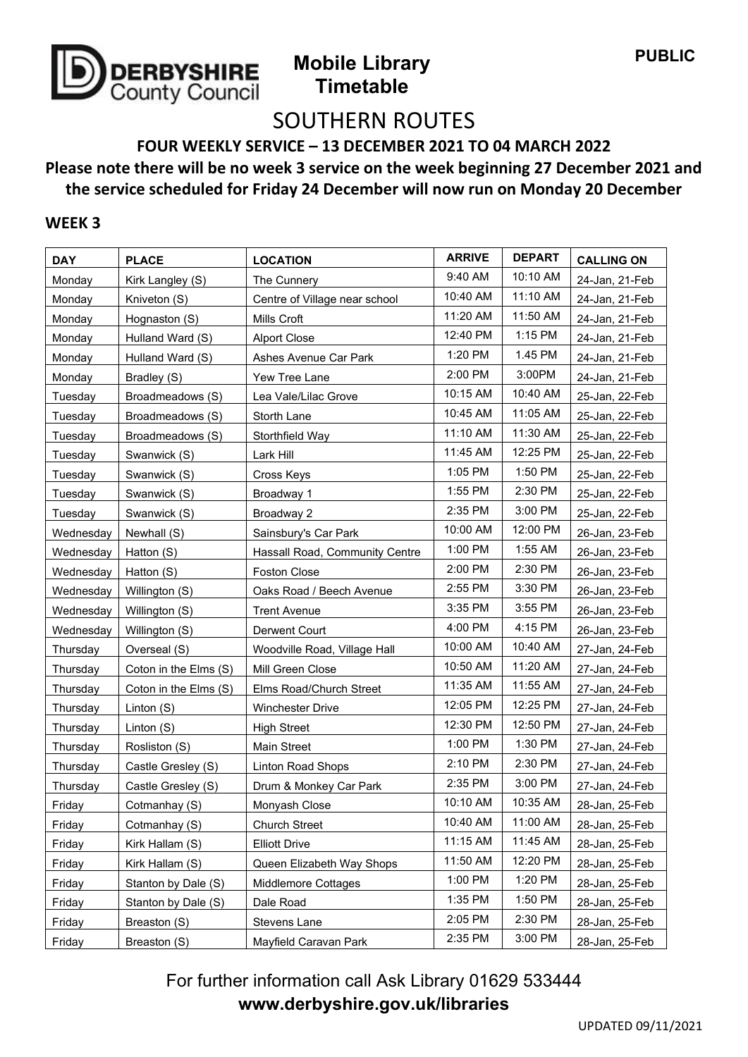PUBLIC

**DERBYSHIRE County Council**

# Mobile Library Timetable

## SOUTHERN ROUTES

**FOUR WEEKLY SERVICE – 13 DECEMBER 2021 TO 04 MARCH 2022**

**Please note there will be no week 3 service on the week beginning 27 December 2021 and the service scheduled for Friday 24 December will now run on Monday 20 December**

### WEEK 3

| DAY | PLACE | LOCATION | ARRIVE | DEPART | CALLING ON |
|---|---|---|---|---|---|
| Monday | Kirk Langley (S) | The Cunnery | 9:40 AM | 10:10 AM | 24-Jan, 21-Feb |
| Monday | Kniveton (S) | Centre of Village near school | 10:40 AM | 11:10 AM | 24-Jan, 21-Feb |
| Monday | Hognaston (S) | Mills Croft | 11:20 AM | 11:50 AM | 24-Jan, 21-Feb |
| Monday | Hulland Ward (S) | Alport Close | 12:40 PM | 1:15 PM | 24-Jan, 21-Feb |
| Monday | Hulland Ward (S) | Ashes Avenue Car Park | 1:20 PM | 1.45 PM | 24-Jan, 21-Feb |
| Monday | Bradley (S) | Yew Tree Lane | 2:00 PM | 3:00PM | 24-Jan, 21-Feb |
| Tuesday | Broadmeadows (S) | Lea Vale/Lilac Grove | 10:15 AM | 10:40 AM | 25-Jan, 22-Feb |
| Tuesday | Broadmeadows (S) | Storth Lane | 10:45 AM | 11:05 AM | 25-Jan, 22-Feb |
| Tuesday | Broadmeadows (S) | Storthfield Way | 11:10 AM | 11:30 AM | 25-Jan, 22-Feb |
| Tuesday | Swanwick (S) | Lark Hill | 11:45 AM | 12:25 PM | 25-Jan, 22-Feb |
| Tuesday | Swanwick (S) | Cross Keys | 1:05 PM | 1:50 PM | 25-Jan, 22-Feb |
| Tuesday | Swanwick (S) | Broadway 1 | 1:55 PM | 2:30 PM | 25-Jan, 22-Feb |
| Tuesday | Swanwick (S) | Broadway 2 | 2:35 PM | 3:00 PM | 25-Jan, 22-Feb |
| Wednesday | Newhall (S) | Sainsbury's Car Park | 10:00 AM | 12:00 PM | 26-Jan, 23-Feb |
| Wednesday | Hatton (S) | Hassall Road, Community Centre | 1:00 PM | 1:55 AM | 26-Jan, 23-Feb |
| Wednesday | Hatton (S) | Foston Close | 2:00 PM | 2:30 PM | 26-Jan, 23-Feb |
| Wednesday | Willington (S) | Oaks Road / Beech Avenue | 2:55 PM | 3:30 PM | 26-Jan, 23-Feb |
| Wednesday | Willington (S) | Trent Avenue | 3:35 PM | 3:55 PM | 26-Jan, 23-Feb |
| Wednesday | Willington (S) | Derwent Court | 4:00 PM | 4:15 PM | 26-Jan, 23-Feb |
| Thursday | Overseal (S) | Woodville Road, Village Hall | 10:00 AM | 10:40 AM | 27-Jan, 24-Feb |
| Thursday | Coton in the Elms (S) | Mill Green Close | 10:50 AM | 11:20 AM | 27-Jan, 24-Feb |
| Thursday | Coton in the Elms (S) | Elms Road/Church Street | 11:35 AM | 11:55 AM | 27-Jan, 24-Feb |
| Thursday | Linton (S) | Winchester Drive | 12:05 PM | 12:25 PM | 27-Jan, 24-Feb |
| Thursday | Linton (S) | High Street | 12:30 PM | 12:50 PM | 27-Jan, 24-Feb |
| Thursday | Rosliston (S) | Main Street | 1:00 PM | 1:30 PM | 27-Jan, 24-Feb |
| Thursday | Castle Gresley (S) | Linton Road Shops | 2:10 PM | 2:30 PM | 27-Jan, 24-Feb |
| Thursday | Castle Gresley (S) | Drum & Monkey Car Park | 2:35 PM | 3:00 PM | 27-Jan, 24-Feb |
| Friday | Cotmanhay (S) | Monyash Close | 10:10 AM | 10:35 AM | 28-Jan, 25-Feb |
| Friday | Cotmanhay (S) | Church Street | 10:40 AM | 11:00 AM | 28-Jan, 25-Feb |
| Friday | Kirk Hallam (S) | Elliott Drive | 11:15 AM | 11:45 AM | 28-Jan, 25-Feb |
| Friday | Kirk Hallam (S) | Queen Elizabeth Way Shops | 11:50 AM | 12:20 PM | 28-Jan, 25-Feb |
| Friday | Stanton by Dale (S) | Middlemore Cottages | 1:00 PM | 1:20 PM | 28-Jan, 25-Feb |
| Friday | Stanton by Dale (S) | Dale Road | 1:35 PM | 1:50 PM | 28-Jan, 25-Feb |
| Friday | Breaston (S) | Stevens Lane | 2:05 PM | 2:30 PM | 28-Jan, 25-Feb |
| Friday | Breaston (S) | Mayfield Caravan Park | 2:35 PM | 3:00 PM | 28-Jan, 25-Feb |

For further information call Ask Library 01629 533444

**www.derbyshire.gov.uk/libraries**

UPDATED 09/11/2021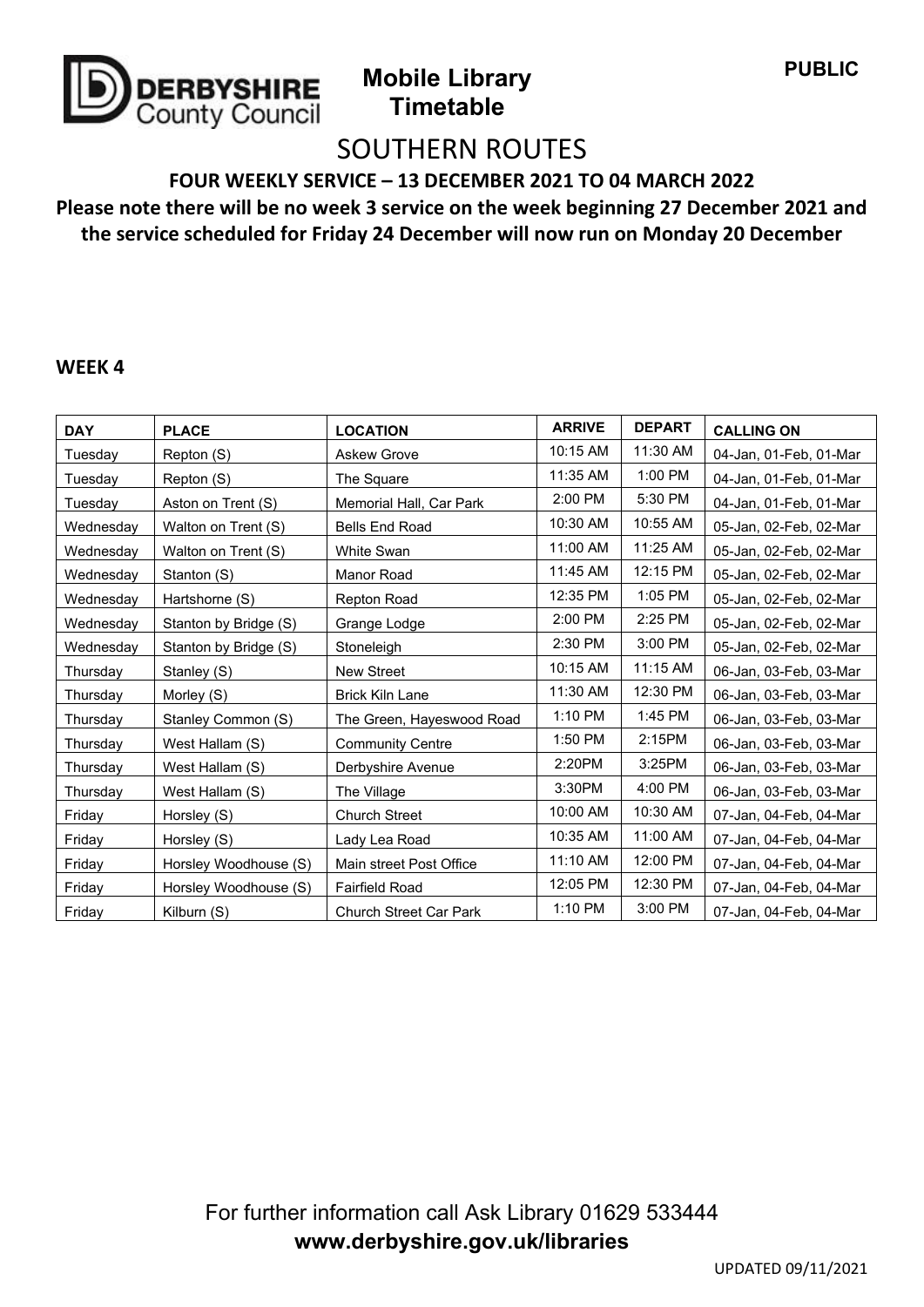PUBLIC

**DERBYSHIRE County Council**

**Mobile Library Timetable**

# SOUTHERN ROUTES

**FOUR WEEKLY SERVICE – 13 DECEMBER 2021 TO 04 MARCH 2022**

**Please note there will be no week 3 service on the week beginning 27 December 2021 and the service scheduled for Friday 24 December will now run on Monday 20 December**

## WEEK 4

| DAY | PLACE | LOCATION | ARRIVE | DEPART | CALLING ON |
|---|---|---|---|---|---|
| Tuesday | Repton (S) | Askew Grove | 10:15 AM | 11:30 AM | 04-Jan, 01-Feb, 01-Mar |
| Tuesday | Repton (S) | The Square | 11:35 AM | 1:00 PM | 04-Jan, 01-Feb, 01-Mar |
| Tuesday | Aston on Trent (S) | Memorial Hall, Car Park | 2:00 PM | 5:30 PM | 04-Jan, 01-Feb, 01-Mar |
| Wednesday | Walton on Trent (S) | Bells End Road | 10:30 AM | 10:55 AM | 05-Jan, 02-Feb, 02-Mar |
| Wednesday | Walton on Trent (S) | White Swan | 11:00 AM | 11:25 AM | 05-Jan, 02-Feb, 02-Mar |
| Wednesday | Stanton (S) | Manor Road | 11:45 AM | 12:15 PM | 05-Jan, 02-Feb, 02-Mar |
| Wednesday | Hartshorne (S) | Repton Road | 12:35 PM | 1:05 PM | 05-Jan, 02-Feb, 02-Mar |
| Wednesday | Stanton by Bridge (S) | Grange Lodge | 2:00 PM | 2:25 PM | 05-Jan, 02-Feb, 02-Mar |
| Wednesday | Stanton by Bridge (S) | Stoneleigh | 2:30 PM | 3:00 PM | 05-Jan, 02-Feb, 02-Mar |
| Thursday | Stanley (S) | New Street | 10:15 AM | 11:15 AM | 06-Jan, 03-Feb, 03-Mar |
| Thursday | Morley (S) | Brick Kiln Lane | 11:30 AM | 12:30 PM | 06-Jan, 03-Feb, 03-Mar |
| Thursday | Stanley Common (S) | The Green, Hayeswood Road | 1:10 PM | 1:45 PM | 06-Jan, 03-Feb, 03-Mar |
| Thursday | West Hallam (S) | Community Centre | 1:50 PM | 2:15PM | 06-Jan, 03-Feb, 03-Mar |
| Thursday | West Hallam (S) | Derbyshire Avenue | 2:20PM | 3:25PM | 06-Jan, 03-Feb, 03-Mar |
| Thursday | West Hallam (S) | The Village | 3:30PM | 4:00 PM | 06-Jan, 03-Feb, 03-Mar |
| Friday | Horsley (S) | Church Street | 10:00 AM | 10:30 AM | 07-Jan, 04-Feb, 04-Mar |
| Friday | Horsley (S) | Lady Lea Road | 10:35 AM | 11:00 AM | 07-Jan, 04-Feb, 04-Mar |
| Friday | Horsley Woodhouse (S) | Main street Post Office | 11:10 AM | 12:00 PM | 07-Jan, 04-Feb, 04-Mar |
| Friday | Horsley Woodhouse (S) | Fairfield Road | 12:05 PM | 12:30 PM | 07-Jan, 04-Feb, 04-Mar |
| Friday | Kilburn (S) | Church Street Car Park | 1:10 PM | 3:00 PM | 07-Jan, 04-Feb, 04-Mar |

For further information call Ask Library 01629 533444

**www.derbyshire.gov.uk/libraries**

UPDATED 09/11/2021